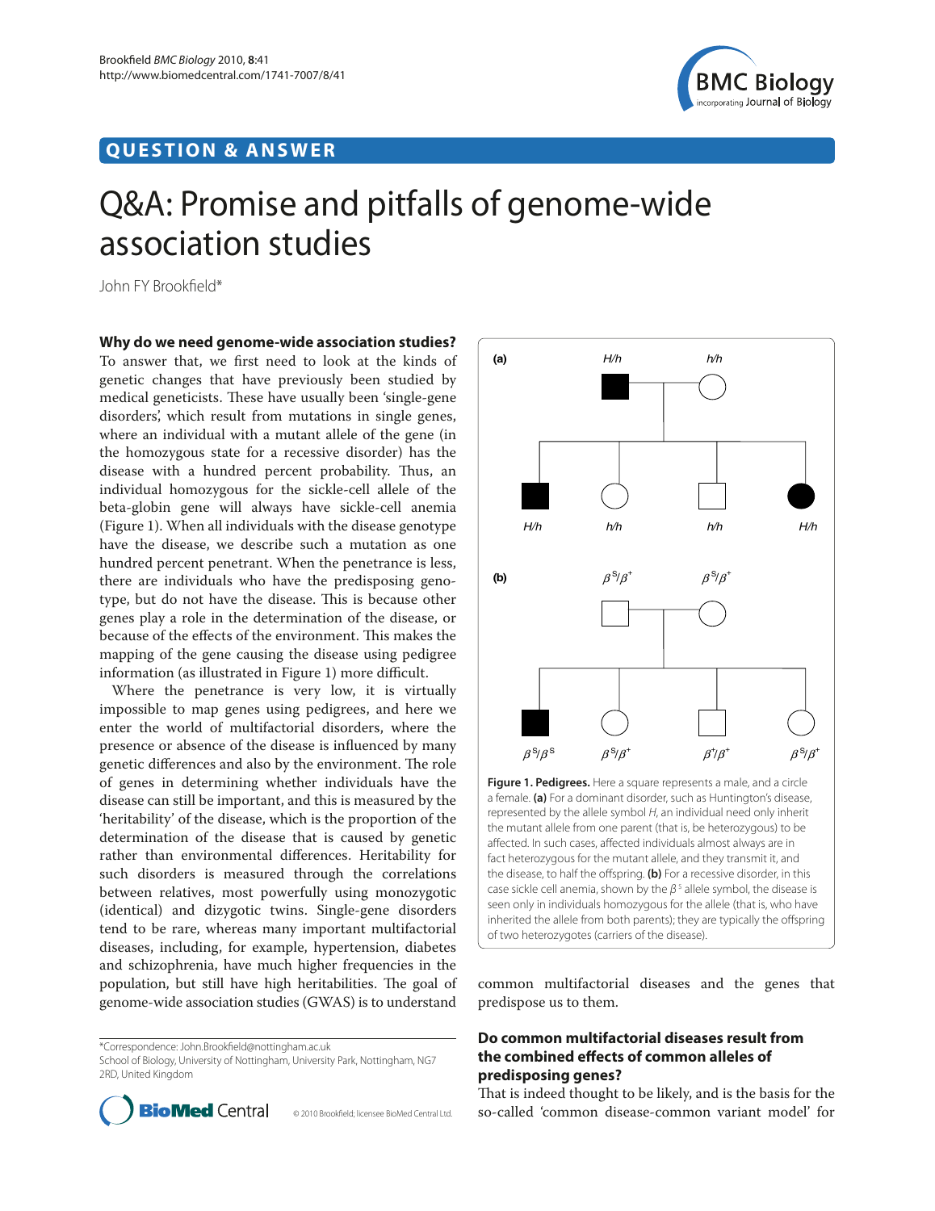# QUESTION & ANSWER

# Q&A: Promise and pitfalls of genome-wide association studies

John FY Brookfield*

### Why do we need genome-wide association studies?

To answer that, we first need to look at the kinds of genetic changes that have previously been studied by medical geneticists. These have usually been 'single-gene disorders', which result from mutations in single genes, where an individual with a mutant allele of the gene (in the homozygous state for a recessive disorder) has the disease with a hundred percent probability. Thus, an individual homozygous for the sickle-cell allele of the beta-globin gene will always have sickle-cell anemia (Figure 1). When all individuals with the disease genotype have the disease, we describe such a mutation as one hundred percent penetrant. When the penetrance is less, there are individuals who have the predisposing genotype, but do not have the disease. This is because other genes play a role in the determination of the disease, or because of the effects of the environment. This makes the mapping of the gene causing the disease using pedigree information (as illustrated in Figure 1) more difficult.

Where the penetrance is very low, it is virtually impossible to map genes using pedigrees, and here we enter the world of multifactorial disorders, where the presence or absence of the disease is influenced by many genetic differences and also by the environment. The role of genes in determining whether individuals have the disease can still be important, and this is measured by the 'heritability' of the disease, which is the proportion of the determination of the disease that is caused by genetic rather than environmental differences. Heritability for such disorders is measured through the correlations between relatives, most powerfully using monozygotic (identical) and dizygotic twins. Single-gene disorders tend to be rare, whereas many important multifactorial diseases, including, for example, hypertension, diabetes and schizophrenia, have much higher frequencies in the population, but still have high heritabilities. The goal of genome-wide association studies (GWAS) is to understand common multifactorial diseases and the genes that predispose us to them.

(a)

H/h h/h

H/h h/h h/h H/h

(b)

$\beta^S/\beta^+$ $\beta^S/\beta^+$

$\beta^S/\beta^S$ $\beta^S/\beta^+$ $\beta^+/\beta^+$ $\beta^S/\beta^+$

**Figure 1. Pedigrees.** Here a square represents a male, and a circle a female. **(a)** For a dominant disorder, such as Huntington's disease, represented by the allele symbol *H*, an individual need only inherit the mutant allele from one parent (that is, be heterozygous) to be affected. In such cases, affected individuals almost always are in fact heterozygous for the mutant allele, and they transmit it, and the disease, to half the offspring. **(b)** For a recessive disorder, in this case sickle cell anemia, shown by the $\beta^S$ allele symbol, the disease is seen only in individuals homozygous for the allele (that is, who have inherited the allele from both parents); they are typically the offspring of two heterozygotes (carriers of the disease).

### Do common multifactorial diseases result from the combined effects of common alleles of predisposing genes?

That is indeed thought to be likely, and is the basis for the so-called 'common disease-common variant model' for

*Correspondence: John.Brookfield@nottingham.ac.uk
School of Biology, University of Nottingham, University Park, Nottingham, NG7 2RD, United Kingdom

© 2010 Brookfield; licensee BioMed Central Ltd.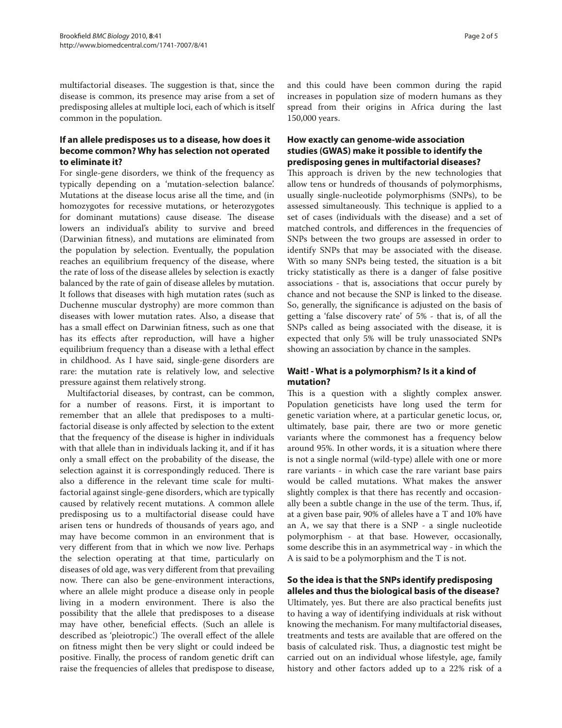multifactorial diseases. The suggestion is that, since the disease is common, its presence may arise from a set of predisposing alleles at multiple loci, each of which is itself common in the population.

## If an allele predisposes us to a disease, how does it become common? Why has selection not operated to eliminate it?

For single-gene disorders, we think of the frequency as typically depending on a 'mutation-selection balance'. Mutations at the disease locus arise all the time, and (in homozygotes for recessive mutations, or heterozygotes for dominant mutations) cause disease. The disease lowers an individual's ability to survive and breed (Darwinian fitness), and mutations are eliminated from the population by selection. Eventually, the population reaches an equilibrium frequency of the disease, where the rate of loss of the disease alleles by selection is exactly balanced by the rate of gain of disease alleles by mutation. It follows that diseases with high mutation rates (such as Duchenne muscular dystrophy) are more common than diseases with lower mutation rates. Also, a disease that has a small effect on Darwinian fitness, such as one that has its effects after reproduction, will have a higher equilibrium frequency than a disease with a lethal effect in childhood. As I have said, single-gene disorders are rare: the mutation rate is relatively low, and selective pressure against them relatively strong.

Multifactorial diseases, by contrast, can be common, for a number of reasons. First, it is important to remember that an allele that predisposes to a multifactorial disease is only affected by selection to the extent that the frequency of the disease is higher in individuals with that allele than in individuals lacking it, and if it has only a small effect on the probability of the disease, the selection against it is correspondingly reduced. There is also a difference in the relevant time scale for multifactorial against single-gene disorders, which are typically caused by relatively recent mutations. A common allele predisposing us to a multifactorial disease could have arisen tens or hundreds of thousands of years ago, and may have become common in an environment that is very different from that in which we now live. Perhaps the selection operating at that time, particularly on diseases of old age, was very different from that prevailing now. There can also be gene-environment interactions, where an allele might produce a disease only in people living in a modern environment. There is also the possibility that the allele that predisposes to a disease may have other, beneficial effects. (Such an allele is described as 'pleiotropic'.) The overall effect of the allele on fitness might then be very slight or could indeed be positive. Finally, the process of random genetic drift can raise the frequencies of alleles that predispose to disease, and this could have been common during the rapid increases in population size of modern humans as they spread from their origins in Africa during the last 150,000 years.

## How exactly can genome-wide association studies (GWAS) make it possible to identify the predisposing genes in multifactorial diseases?

This approach is driven by the new technologies that allow tens or hundreds of thousands of polymorphisms, usually single-nucleotide polymorphisms (SNPs), to be assessed simultaneously. This technique is applied to a set of cases (individuals with the disease) and a set of matched controls, and differences in the frequencies of SNPs between the two groups are assessed in order to identify SNPs that may be associated with the disease. With so many SNPs being tested, the situation is a bit tricky statistically as there is a danger of false positive associations - that is, associations that occur purely by chance and not because the SNP is linked to the disease. So, generally, the significance is adjusted on the basis of getting a 'false discovery rate' of 5% - that is, of all the SNPs called as being associated with the disease, it is expected that only 5% will be truly unassociated SNPs showing an association by chance in the samples.

## Wait! - What is a polymorphism? Is it a kind of mutation?

This is a question with a slightly complex answer. Population geneticists have long used the term for genetic variation where, at a particular genetic locus, or, ultimately, base pair, there are two or more genetic variants where the commonest has a frequency below around 95%. In other words, it is a situation where there is not a single normal (wild-type) allele with one or more rare variants - in which case the rare variant base pairs would be called mutations. What makes the answer slightly complex is that there has recently and occasionally been a subtle change in the use of the term. Thus, if, at a given base pair, 90% of alleles have a T and 10% have an A, we say that there is a SNP - a single nucleotide polymorphism - at that base. However, occasionally, some describe this in an asymmetrical way - in which the A is said to be a polymorphism and the T is not.

## So the idea is that the SNPs identify predisposing alleles and thus the biological basis of the disease?

Ultimately, yes. But there are also practical benefits just to having a way of identifying individuals at risk without knowing the mechanism. For many multifactorial diseases, treatments and tests are available that are offered on the basis of calculated risk. Thus, a diagnostic test might be carried out on an individual whose lifestyle, age, family history and other factors added up to a 22% risk of a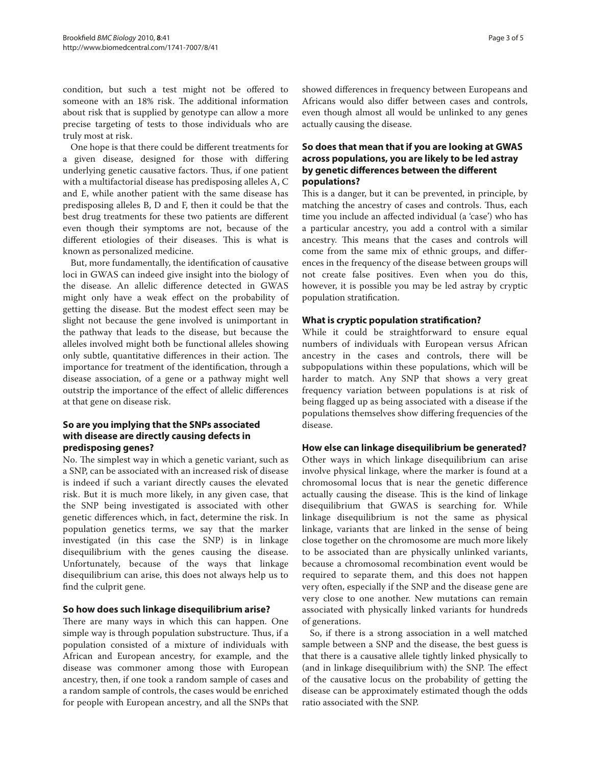condition, but such a test might not be offered to someone with an 18% risk. The additional information about risk that is supplied by genotype can allow a more precise targeting of tests to those individuals who are truly most at risk.

One hope is that there could be different treatments for a given disease, designed for those with differing underlying genetic causative factors. Thus, if one patient with a multifactorial disease has predisposing alleles A, C and E, while another patient with the same disease has predisposing alleles B, D and F, then it could be that the best drug treatments for these two patients are different even though their symptoms are not, because of the different etiologies of their diseases. This is what is known as personalized medicine.

But, more fundamentally, the identification of causative loci in GWAS can indeed give insight into the biology of the disease. An allelic difference detected in GWAS might only have a weak effect on the probability of getting the disease. But the modest effect seen may be slight not because the gene involved is unimportant in the pathway that leads to the disease, but because the alleles involved might both be functional alleles showing only subtle, quantitative differences in their action. The importance for treatment of the identification, through a disease association, of a gene or a pathway might well outstrip the importance of the effect of allelic differences at that gene on disease risk.

### So are you implying that the SNPs associated with disease are directly causing defects in predisposing genes?

No. The simplest way in which a genetic variant, such as a SNP, can be associated with an increased risk of disease is indeed if such a variant directly causes the elevated risk. But it is much more likely, in any given case, that the SNP being investigated is associated with other genetic differences which, in fact, determine the risk. In population genetics terms, we say that the marker investigated (in this case the SNP) is in linkage disequilibrium with the genes causing the disease. Unfortunately, because of the ways that linkage disequilibrium can arise, this does not always help us to find the culprit gene.

### So how does such linkage disequilibrium arise?

There are many ways in which this can happen. One simple way is through population substructure. Thus, if a population consisted of a mixture of individuals with African and European ancestry, for example, and the disease was commoner among those with European ancestry, then, if one took a random sample of cases and a random sample of controls, the cases would be enriched for people with European ancestry, and all the SNPs that showed differences in frequency between Europeans and Africans would also differ between cases and controls, even though almost all would be unlinked to any genes actually causing the disease.

### So does that mean that if you are looking at GWAS across populations, you are likely to be led astray by genetic differences between the different populations?

This is a danger, but it can be prevented, in principle, by matching the ancestry of cases and controls. Thus, each time you include an affected individual (a 'case') who has a particular ancestry, you add a control with a similar ancestry. This means that the cases and controls will come from the same mix of ethnic groups, and differences in the frequency of the disease between groups will not create false positives. Even when you do this, however, it is possible you may be led astray by cryptic population stratification.

### What is cryptic population stratification?

While it could be straightforward to ensure equal numbers of individuals with European versus African ancestry in the cases and controls, there will be subpopulations within these populations, which will be harder to match. Any SNP that shows a very great frequency variation between populations is at risk of being flagged up as being associated with a disease if the populations themselves show differing frequencies of the disease.

### How else can linkage disequilibrium be generated?

Other ways in which linkage disequilibrium can arise involve physical linkage, where the marker is found at a chromosomal locus that is near the genetic difference actually causing the disease. This is the kind of linkage disequilibrium that GWAS is searching for. While linkage disequilibrium is not the same as physical linkage, variants that are linked in the sense of being close together on the chromosome are much more likely to be associated than are physically unlinked variants, because a chromosomal recombination event would be required to separate them, and this does not happen very often, especially if the SNP and the disease gene are very close to one another. New mutations can remain associated with physically linked variants for hundreds of generations.

So, if there is a strong association in a well matched sample between a SNP and the disease, the best guess is that there is a causative allele tightly linked physically to (and in linkage disequilibrium with) the SNP. The effect of the causative locus on the probability of getting the disease can be approximately estimated though the odds ratio associated with the SNP.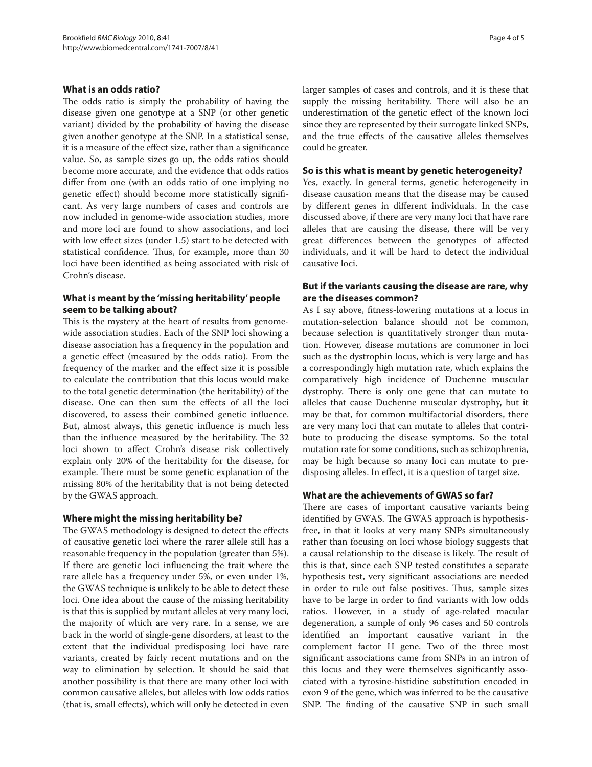### What is an odds ratio?

The odds ratio is simply the probability of having the disease given one genotype at a SNP (or other genetic variant) divided by the probability of having the disease given another genotype at the SNP. In a statistical sense, it is a measure of the effect size, rather than a significance value. So, as sample sizes go up, the odds ratios should become more accurate, and the evidence that odds ratios differ from one (with an odds ratio of one implying no genetic effect) should become more statistically significant. As very large numbers of cases and controls are now included in genome-wide association studies, more and more loci are found to show associations, and loci with low effect sizes (under 1.5) start to be detected with statistical confidence. Thus, for example, more than 30 loci have been identified as being associated with risk of Crohn's disease.

### What is meant by the 'missing heritability' people seem to be talking about?

This is the mystery at the heart of results from genome-wide association studies. Each of the SNP loci showing a disease association has a frequency in the population and a genetic effect (measured by the odds ratio). From the frequency of the marker and the effect size it is possible to calculate the contribution that this locus would make to the total genetic determination (the heritability) of the disease. One can then sum the effects of all the loci discovered, to assess their combined genetic influence. But, almost always, this genetic influence is much less than the influence measured by the heritability. The 32 loci shown to affect Crohn's disease risk collectively explain only 20% of the heritability for the disease, for example. There must be some genetic explanation of the missing 80% of the heritability that is not being detected by the GWAS approach.

### Where might the missing heritability be?

The GWAS methodology is designed to detect the effects of causative genetic loci where the rarer allele still has a reasonable frequency in the population (greater than 5%). If there are genetic loci influencing the trait where the rare allele has a frequency under 5%, or even under 1%, the GWAS technique is unlikely to be able to detect these loci. One idea about the cause of the missing heritability is that this is supplied by mutant alleles at very many loci, the majority of which are very rare. In a sense, we are back in the world of single-gene disorders, at least to the extent that the individual predisposing loci have rare variants, created by fairly recent mutations and on the way to elimination by selection. It should be said that another possibility is that there are many other loci with common causative alleles, but alleles with low odds ratios (that is, small effects), which will only be detected in even larger samples of cases and controls, and it is these that supply the missing heritability. There will also be an underestimation of the genetic effect of the known loci since they are represented by their surrogate linked SNPs, and the true effects of the causative alleles themselves could be greater.

### So is this what is meant by genetic heterogeneity?

Yes, exactly. In general terms, genetic heterogeneity in disease causation means that the disease may be caused by different genes in different individuals. In the case discussed above, if there are very many loci that have rare alleles that are causing the disease, there will be very great differences between the genotypes of affected individuals, and it will be hard to detect the individual causative loci.

### But if the variants causing the disease are rare, why are the diseases common?

As I say above, fitness-lowering mutations at a locus in mutation-selection balance should not be common, because selection is quantitatively stronger than mutation. However, disease mutations are commoner in loci such as the dystrophin locus, which is very large and has a correspondingly high mutation rate, which explains the comparatively high incidence of Duchenne muscular dystrophy. There is only one gene that can mutate to alleles that cause Duchenne muscular dystrophy, but it may be that, for common multifactorial disorders, there are very many loci that can mutate to alleles that contribute to producing the disease symptoms. So the total mutation rate for some conditions, such as schizophrenia, may be high because so many loci can mutate to predisposing alleles. In effect, it is a question of target size.

### What are the achievements of GWAS so far?

There are cases of important causative variants being identified by GWAS. The GWAS approach is hypothesis-free, in that it looks at very many SNPs simultaneously rather than focusing on loci whose biology suggests that a causal relationship to the disease is likely. The result of this is that, since each SNP tested constitutes a separate hypothesis test, very significant associations are needed in order to rule out false positives. Thus, sample sizes have to be large in order to find variants with low odds ratios. However, in a study of age-related macular degeneration, a sample of only 96 cases and 50 controls identified an important causative variant in the complement factor H gene. Two of the three most significant associations came from SNPs in an intron of this locus and they were themselves significantly associated with a tyrosine-histidine substitution encoded in exon 9 of the gene, which was inferred to be the causative SNP. The finding of the causative SNP in such small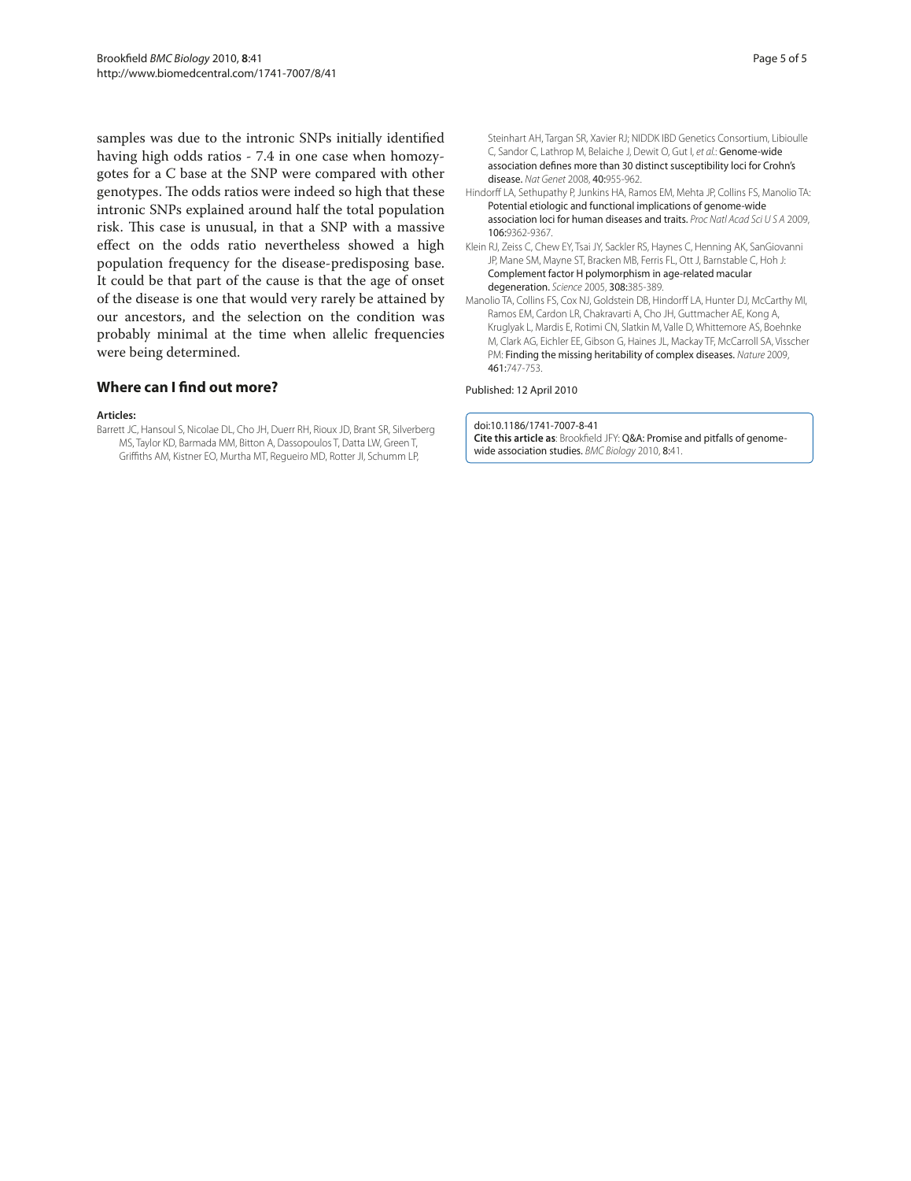samples was due to the intronic SNPs initially identified having high odds ratios - 7.4 in one case when homozygotes for a C base at the SNP were compared with other genotypes. The odds ratios were indeed so high that these intronic SNPs explained around half the total population risk. This case is unusual, in that a SNP with a massive effect on the odds ratio nevertheless showed a high population frequency for the disease-predisposing base. It could be that part of the cause is that the age of onset of the disease is one that would very rarely be attained by our ancestors, and the selection on the condition was probably minimal at the time when allelic frequencies were being determined.

## Where can I find out more?

**Articles:**

Barrett JC, Hansoul S, Nicolae DL, Cho JH, Duerr RH, Rioux JD, Brant SR, Silverberg MS, Taylor KD, Barmada MM, Bitton A, Dassopoulos T, Datta LW, Green T, Griffiths AM, Kistner EO, Murtha MT, Regueiro MD, Rotter JI, Schumm LP, Steinhart AH, Targan SR, Xavier RJ; NIDDK IBD Genetics Consortium, Libioulle C, Sandor C, Lathrop M, Belaiche J, Dewit O, Gut I, *et al.*: Genome-wide association defines more than 30 distinct susceptibility loci for Crohn's disease. *Nat Genet* 2008, **40:**955-962.

Hindorff LA, Sethupathy P, Junkins HA, Ramos EM, Mehta JP, Collins FS, Manolio TA: Potential etiologic and functional implications of genome-wide association loci for human diseases and traits. *Proc Natl Acad Sci U S A* 2009, **106:**9362-9367.

Klein RJ, Zeiss C, Chew EY, Tsai JY, Sackler RS, Haynes C, Henning AK, SanGiovanni JP, Mane SM, Mayne ST, Bracken MB, Ferris FL, Ott J, Barnstable C, Hoh J: Complement factor H polymorphism in age-related macular degeneration. *Science* 2005, **308:**385-389.

Manolio TA, Collins FS, Cox NJ, Goldstein DB, Hindorff LA, Hunter DJ, McCarthy MI, Ramos EM, Cardon LR, Chakravarti A, Cho JH, Guttmacher AE, Kong A, Kruglyak L, Mardis E, Rotimi CN, Slatkin M, Valle D, Whittemore AS, Boehnke M, Clark AG, Eichler EE, Gibson G, Haines JL, Mackay TF, McCarroll SA, Visscher PM: Finding the missing heritability of complex diseases. *Nature* 2009, **461:**747-753.

Published: 12 April 2010

doi:10.1186/1741-7007-8-41
**Cite this article as**: Brookfield JFY: Q&A: Promise and pitfalls of genome-wide association studies. *BMC Biology* 2010, **8:**41.